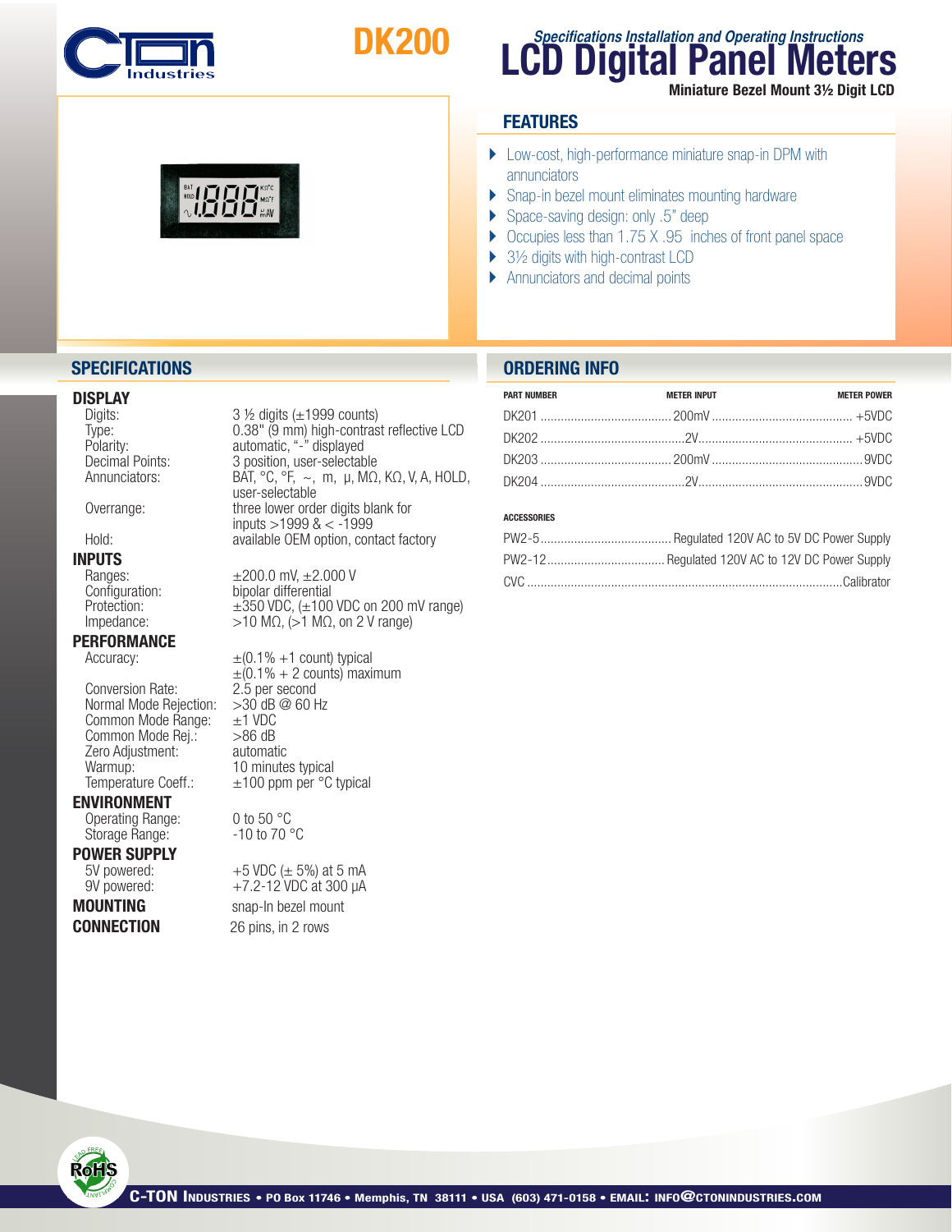# DK200

*Specifications Installation and Operating Instructions*

# LCD Digital Panel Meters

**Miniature Bezel Mount 3½ Digit LCD**

## FEATURES

- Low-cost, high-performance miniature snap-in DPM with annunciators
- Snap-in bezel mount eliminates mounting hardware
- Space-saving design: only .5" deep
- Occupies less than 1.75 X .95 inches of front panel space
- 3½ digits with high-contrast LCD
- Annunciators and decimal points

## SPECIFICATIONS

### DISPLAY

| | |
|---|---|
| Digits: | 3 ½ digits (±1999 counts) |
| Type: | 0.38" (9 mm) high-contrast reflective LCD |
| Polarity: | automatic, "-" displayed |
| Decimal Points: | 3 position, user-selectable |
| Annunciators: | BAT, °C, °F, ~, m, µ, MΩ, KΩ, V, A, HOLD, user-selectable |
| Overrange: | three lower order digits blank for inputs >1999 & < -1999 |
| Hold: | available OEM option, contact factory |

### INPUTS

| | |
|---|---|
| Ranges: | ±200.0 mV, ±2.000 V |
| Configuration: | bipolar differential |
| Protection: | ±350 VDC, (±100 VDC on 200 mV range) |
| Impedance: | >10 MΩ, (>1 MΩ, on 2 V range) |

### PERFORMANCE

| | |
|---|---|
| Accuracy: | ±(0.1% +1 count) typical<br>±(0.1% + 2 counts) maximum |
| Conversion Rate: | 2.5 per second |
| Normal Mode Rejection: | >30 dB @ 60 Hz |
| Common Mode Range: | ±1 VDC |
| Common Mode Rej.: | >86 dB |
| Zero Adjustment: | automatic |
| Warmup: | 10 minutes typical |
| Temperature Coeff.: | ±100 ppm per °C typical |

### ENVIRONMENT

| | |
|---|---|
| Operating Range: | 0 to 50 °C |
| Storage Range: | -10 to 70 °C |

### POWER SUPPLY

| | |
|---|---|
| 5V powered: | +5 VDC (± 5%) at 5 mA |
| 9V powered: | +7.2-12 VDC at 300 µA |

**MOUNTING** snap-In bezel mount

**CONNECTION** 26 pins, in 2 rows

## ORDERING INFO

| PART NUMBER | METER INPUT | METER POWER |
|---|---|---|
| DK201 | 200mV | +5VDC |
| DK202 | 2V | +5VDC |
| DK203 | 200mV | 9VDC |
| DK204 | 2V | 9VDC |

**ACCESSORIES**

| | |
|---|---|
| PW2-5 | Regulated 120V AC to 5V DC Power Supply |
| PW2-12 | Regulated 120V AC to 12V DC Power Supply |
| CVC | Calibrator |

C-TON INDUSTRIES • PO Box 11746 • Memphis, TN 38111 • USA (603) 471-0158 • EMAIL: INFO@CTONINDUSTRIES.COM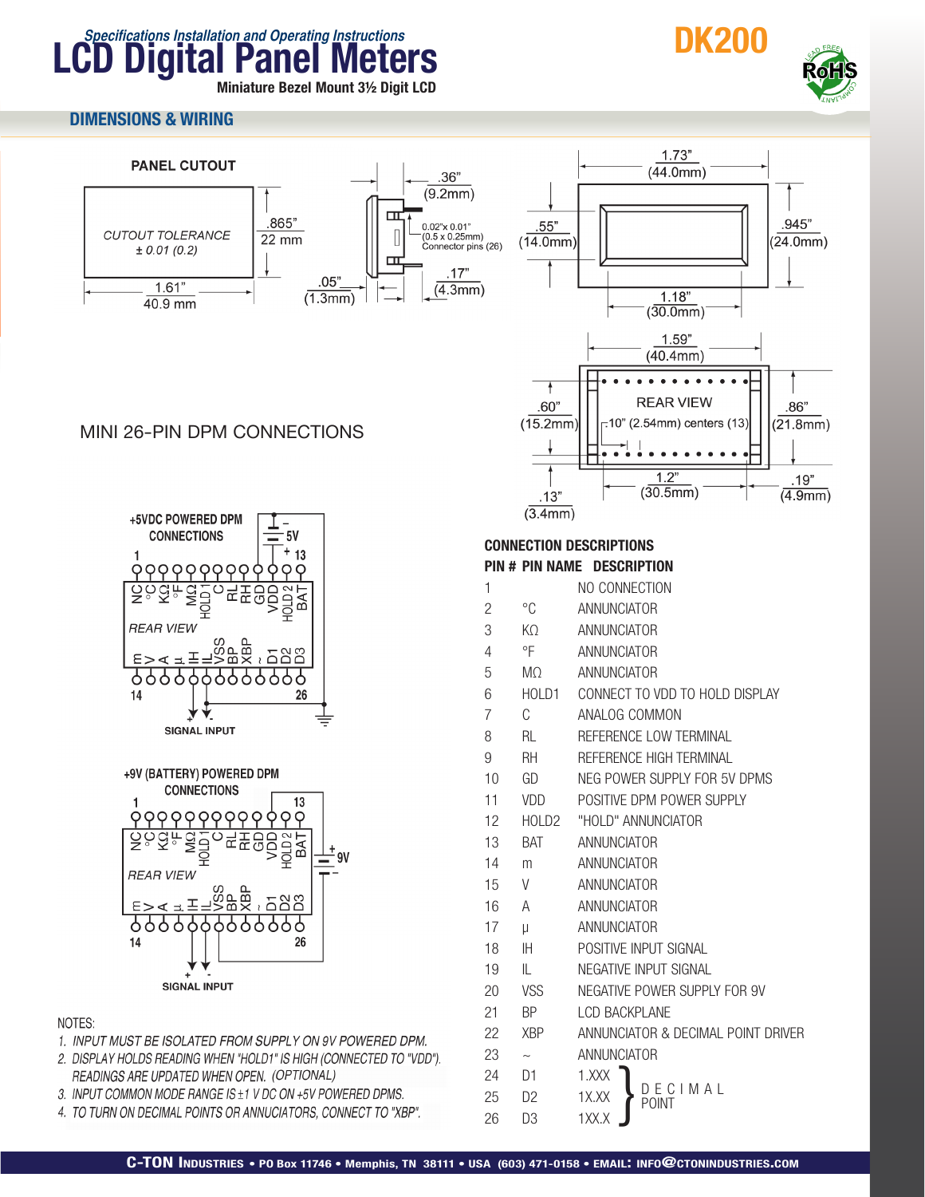*Specifications Installation and Operating Instructions*

# LCD Digital Panel Meters

**Miniature Bezel Mount 3½ Digit LCD**

**DK200**

## DIMENSIONS & WIRING

PANEL CUTOUT

CUTOUT TOLERANCE
± 0.01 (0.2)

.865"
22 mm

1.61"
40.9 mm

.36"
(9.2mm)

0.02"x 0.01"
(0.5 x 0.25mm)
Connector pins (26)

.05"
(1.3mm)

.17"
(4.3mm)

1.73"
(44.0mm)

.55"
(14.0mm)

.945"
(24.0mm)

1.18"
(30.0mm)

1.59"
(40.4mm)

.60"
(15.2mm)

REAR VIEW

.10" (2.54mm) centers (13)

.86"
(21.8mm)

1.2"
(30.5mm)

.13"
(3.4mm)

.19"
(4.9mm)

MINI 26-PIN DPM CONNECTIONS

+5VDC POWERED DPM CONNECTIONS

5V

1 13

NC °C KΩ °F MΩ HOLD1 C RL RH GD VDD HOLD 2 BAT

REAR VIEW

m V A µ IH IL VSS BP XBP ~ D1 D2 D3

14 26

SIGNAL INPUT

+9V (BATTERY) POWERED DPM CONNECTIONS

1 13

NC °C KΩ °F MΩ HOLD1 C RL RH GD VDD HOLD 2 BAT

9V

REAR VIEW

m V A µ IH IL VSS BP XBP ~ D1 D2 D3

14 26

SIGNAL INPUT

### CONNECTION DESCRIPTIONS

| PIN # | PIN NAME | DESCRIPTION |
|---|---|---|
| 1 | | NO CONNECTION |
| 2 | °C | ANNUNCIATOR |
| 3 | KΩ | ANNUNCIATOR |
| 4 | °F | ANNUNCIATOR |
| 5 | MΩ | ANNUNCIATOR |
| 6 | HOLD1 | CONNECT TO VDD TO HOLD DISPLAY |
| 7 | C | ANALOG COMMON |
| 8 | RL | REFERENCE LOW TERMINAL |
| 9 | RH | REFERENCE HIGH TERMINAL |
| 10 | GD | NEG POWER SUPPLY FOR 5V DPMS |
| 11 | VDD | POSITIVE DPM POWER SUPPLY |
| 12 | HOLD2 | "HOLD" ANNUNCIATOR |
| 13 | BAT | ANNUNCIATOR |
| 14 | m | ANNUNCIATOR |
| 15 | V | ANNUNCIATOR |
| 16 | A | ANNUNCIATOR |
| 17 | µ | ANNUNCIATOR |
| 18 | IH | POSITIVE INPUT SIGNAL |
| 19 | IL | NEGATIVE INPUT SIGNAL |
| 20 | VSS | NEGATIVE POWER SUPPLY FOR 9V |
| 21 | BP | LCD BACKPLANE |
| 22 | XBP | ANNUNCIATOR & DECIMAL POINT DRIVER |
| 23 | ~ | ANNUNCIATOR |
| 24 | D1 | 1.XXX (DECIMAL POINT) |
| 25 | D2 | 1X.XX (DECIMAL POINT) |
| 26 | D3 | 1XX.X (DECIMAL POINT) |

NOTES:

1. *INPUT MUST BE ISOLATED FROM SUPPLY ON 9V POWERED DPM.*
2. *DISPLAY HOLDS READING WHEN "HOLD1" IS HIGH (CONNECTED TO "VDD"). READINGS ARE UPDATED WHEN OPEN. (OPTIONAL)*
3. *INPUT COMMON MODE RANGE IS ±1 V DC ON +5V POWERED DPMS.*
4. *TO TURN ON DECIMAL POINTS OR ANNUNCIATORS, CONNECT TO "XBP".*

**C-TON INDUSTRIES • PO Box 11746 • Memphis, TN 38111 • USA (603) 471-0158 • EMAIL: INFO@CTONINDUSTRIES.COM**